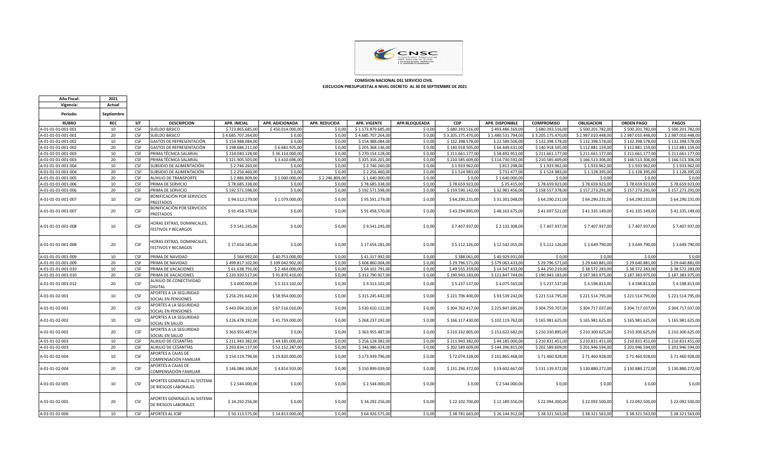**COMISION NACIONAL DEL SERVICIO CIVIL**

**EJECUCION PRESUPUESTAL A NIVEL DECRETO AL 30 DE SEPTIEMBRE DE 2021**

| Año Fiscal: | 2021 |
|---|---|
| Vigencia: | Actual |
| Periodo: | Septiembre |

| RUBRO | REC | SIT | DESCRIPCION | APR. INICIAL | APR. ADICIONADA | APR. REDUCIDA | APR. VIGENTE | APR BLOQUEADA | CDP | APR. DISPONIBLE | COMPROMISO | OBLIGACION | ORDEN PAGO | PAGOS |
|---|---|---|---|---|---|---|---|---|---|---|---|---|---|---|
| A-01-01-01-001-001 | 10 | CSF | SUELDO BÁSICO | $ 723.865.685,00 | $ 450.014.000,00 | $ 0,00 | $ 1.173.879.685,00 | $ 0,00 | $ 680.393.516,00 | $ 493.486.169,00 | $ 680.393.516,00 | $ 500.201.782,00 | $ 500.201.782,00 | $ 500.201.782,00 |
| A-01-01-01-001-001 | 20 | CSF | SUELDO BÁSICO | $ 4.685.707.264,00 | $ 0,00 | $ 0,00 | $ 4.685.707.264,00 | $ 0,00 | $ 3.205.175.470,00 | $ 1.480.531.794,00 | $ 3.205.175.470,00 | $ 2.987.010.448,00 | $ 2.987.010.448,00 | $ 2.987.010.448,00 |
| A-01-01-01-001-002 | 10 | CSF | GASTOS DE REPRESENTACIÓN | $ 154.988.084,00 | $ 0,00 | $ 0,00 | $ 154.988.084,00 | $ 0,00 | $ 132.398.578,00 | $ 22.589.506,00 | $ 132.398.578,00 | $ 132.398.578,00 | $ 132.398.578,00 | $ 132.398.578,00 |
| A-01-01-01-001-002 | 20 | CSF | GASTOS DE REPRESENTACIÓN | $ 198.686.211,00 | $ 6.681.925,00 | $ 0,00 | $ 205.368.136,00 | $ 0,00 | $ 140.918.505,00 | $ 64.449.631,00 | $ 140.918.505,00 | $ 112.881.159,00 | $ 112.881.159,00 | $ 112.881.159,00 |
| A-01-01-01-001-003 | 10 | CSF | PRIMA TÉCNICA SALARIAL | $ 234.040.128,00 | $ 36.114.000,00 | $ 0,00 | $ 270.154.128,00 | $ 0,00 | $ 211.661.177,00 | $ 58.492.951,00 | $ 211.661.177,00 | $ 211.661.177,00 | $ 211.661.177,00 | $ 211.661.177,00 |
| A-01-01-01-001-003 | 20 | CSF | PRIMA TÉCNICA SALARIAL | $ 321.905.505,00 | $ 3.410.696,00 | $ 0,00 | $ 325.316.201,00 | $ 0,00 | $ 210.585.609,00 | $ 114.730.592,00 | $ 210.585.609,00 | $ 166.513.306,00 | $ 166.513.306,00 | $ 166.513.306,00 |
| A-01-01-01-001-004 | 10 | CSF | SUBSIDIO DE ALIMENTACIÓN | $ 2.746.260,00 | $ 0,00 | $ 0,00 | $ 2.746.260,00 | $ 0,00 | $ 1.933.962,00 | $ 812.298,00 | $ 1.933.962,00 | $ 1.933.962,00 | $ 1.933.962,00 | $ 1.933.962,00 |
| A-01-01-01-001-004 | 20 | CSF | SUBSIDIO DE ALIMENTACIÓN | $ 2.256.460,00 | $ 0,00 | $ 0,00 | $ 2.256.460,00 | $ 0,00 | $ 1.524.983,00 | $ 731.477,00 | $ 1.524.983,00 | $ 1.128.395,00 | $ 1.128.395,00 | $ 1.128.395,00 |
| A-01-01-01-001-005 | 20 | CSF | AUXILIO DE TRANSPORTE | $ 2.886.809,00 | $ 1.000.000,00 | $ 2.246.809,00 | $ 1.640.000,00 | $ 0,00 | $ 0,00 | $ 1.640.000,00 | $ 0,00 | $ 0,00 | $ 0,00 | $ 0,00 |
| A-01-01-01-001-006 | 10 | CSF | PRIMA DE SERVICIO | $ 78.685.338,00 | $ 0,00 | $ 0,00 | $ 78.685.338,00 | $ 0,00 | $ 78.659.923,00 | $ 25.415,00 | $ 78.659.923,00 | $ 78.659.923,00 | $ 78.659.923,00 | $ 78.659.923,00 |
| A-01-01-01-001-006 | 20 | CSF | PRIMA DE SERVICIO | $ 192.571.598,00 | $ 0,00 | $ 0,00 | $ 192.571.598,00 | $ 0,00 | $ 159.590.142,00 | $ 32.981.456,00 | $ 158.557.378,00 | $ 157.273.291,00 | $ 157.273.291,00 | $ 157.273.291,00 |
| A-01-01-01-001-007 | 10 | CSF | BONIFICACIÓN POR SERVICIOS PRESTADOS | $ 94.512.279,00 | $ 1.079.000,00 | $ 0,00 | $ 95.591.279,00 | $ 0,00 | $ 64.290.231,00 | $ 31.301.048,00 | $ 64.290.231,00 | $ 64.290.231,00 | $ 64.290.231,00 | $ 64.290.231,00 |
| A-01-01-01-001-007 | 20 | CSF | BONIFICACIÓN POR SERVICIOS PRESTADOS | $ 91.458.570,00 | $ 0,00 | $ 0,00 | $ 91.458.570,00 | $ 0,00 | $ 43.294.895,00 | $ 48.163.675,00 | $ 41.697.521,00 | $ 41.335.149,00 | $ 41.335.149,00 | $ 41.335.149,00 |
| A-01-01-01-001-008 | 10 | CSF | HORAS EXTRAS, DOMINICALES, FESTIVOS Y RECARGOS | $ 9.541.245,00 | $ 0,00 | $ 0,00 | $ 9.541.245,00 | $ 0,00 | $ 7.407.937,00 | $ 2.133.308,00 | $ 7.407.937,00 | $ 7.407.937,00 | $ 7.407.937,00 | $ 7.407.937,00 |
| A-01-01-01-001-008 | 20 | CSF | HORAS EXTRAS, DOMINICALES, FESTIVOS Y RECARGOS | $ 17.654.181,00 | $ 0,00 | $ 0,00 | $ 17.654.181,00 | $ 0,00 | $ 5.112.126,00 | $ 12.542.055,00 | $ 5.112.126,00 | $ 3.649.790,00 | $ 3.649.790,00 | $ 3.649.790,00 |
| A-01-01-01-001-009 | 10 | CSF | PRIMA DE NAVIDAD | $ 564.992,00 | $ 40.753.000,00 | $ 0,00 | $ 41.317.992,00 | $ 0,00 | $ 388.061,00 | $ 40.929.931,00 | $ 0,00 | $ 0,00 | $ 0,00 | $ 0,00 |
| A-01-01-01-001-009 | 20 | CSF | PRIMA DE NAVIDAD | $ 499.817.102,00 | $ 109.042.902,00 | $ 0,00 | $ 608.860.004,00 | $ 0,00 | $ 29.796.571,00 | $ 579.063.433,00 | $ 29.796.571,00 | $ 29.640.881,00 | $ 29.640.881,00 | $ 29.640.881,00 |
| A-01-01-01-001-010 | 10 | CSF | PRIMA DE VACACIONES | $ 61.638.791,00 | $ 2.464.000,00 | $ 0,00 | $ 64.102.791,00 | $ 0,00 | $ 49.555.359,00 | $ 14.547.432,00 | $ 44.250.219,00 | $ 38.572.283,00 | $ 38.572.283,00 | $ 38.572.283,00 |
| A-01-01-01-001-010 | 20 | CSF | PRIMA DE VACACIONES | $ 220.920.517,00 | $ 91.870.410,00 | $ 0,00 | $ 312.790.927,00 | $ 0,00 | $ 190.943.183,00 | $ 121.847.744,00 | $ 190.943.183,00 | $ 187.383.975,00 | $ 187.383.975,00 | $ 187.383.975,00 |
| A-01-01-01-001-012 | 20 | CSF | AUXILIO DE CONECTIVIDAD DIGITAL | $ 4.000.000,00 | $ 5.313.102,00 | $ 0,00 | $ 9.313.102,00 | $ 0,00 | $ 5.237.537,00 | $ 4.075.565,00 | $ 5.237.537,00 | $ 4.598.813,00 | $ 4.598.813,00 | $ 4.598.813,00 |
| A-01-01-02-001 | 10 | CSF | APORTES A LA SEGURIDAD SOCIAL EN PENSIONES | $ 256.291.642,00 | $ 58.954.000,00 | $ 0,00 | $ 315.245.642,00 | $ 0,00 | $ 221.706.400,00 | $ 93.539.242,00 | $ 221.514.795,00 | $ 221.514.795,00 | $ 221.514.795,00 | $ 221.514.795,00 |
| A-01-01-02-001 | 20 | CSF | APORTES A LA SEGURIDAD SOCIAL EN PENSIONES | $ 443.094.102,00 | $ 87.516.010,00 | $ 0,00 | $ 530.610.112,00 | $ 0,00 | $ 304.762.417,00 | $ 225.847.695,00 | $ 304.759.707,00 | $ 304.717.037,00 | $ 304.717.037,00 | $ 304.717.037,00 |
| A-01-01-02-002 | 10 | CSF | APORTES A LA SEGURIDAD SOCIAL EN SALUD | $ 226.478.192,00 | $ 41.759.000,00 | $ 0,00 | $ 268.237.192,00 | $ 0,00 | $ 166.117.430,00 | $ 102.119.762,00 | $ 165.981.625,00 | $ 165.981.625,00 | $ 165.981.625,00 | $ 165.981.625,00 |
| A-01-01-02-002 | 20 | CSF | APORTES A LA SEGURIDAD SOCIAL EN SALUD | $ 363.955.487,00 | $ 0,00 | $ 0,00 | $ 363.955.487,00 | $ 0,00 | $ 210.332.805,00 | $ 153.622.682,00 | $ 210.330.895,00 | $ 210.300.625,00 | $ 210.300.625,00 | $ 210.300.625,00 |
| A-01-01-02-003 | 10 | CSF | AUXILIO DE CESANTÍAS | $ 211.943.382,00 | $ 44.185.000,00 | $ 0,00 | $ 256.128.382,00 | $ 0,00 | $ 211.943.382,00 | $ 44.185.000,00 | $ 210.831.451,00 | $ 210.831.451,00 | $ 210.831.451,00 | $ 210.831.451,00 |
| A-01-01-02-003 | 20 | CSF | AUXILIO DE CESANTÍAS | $ 293.834.137,00 | $ 53.152.287,00 | $ 0,00 | $ 346.986.424,00 | $ 0,00 | $ 202.589.609,00 | $ 144.396.815,00 | $ 202.589.609,00 | $ 201.946.594,00 | $ 201.946.594,00 | $ 201.946.594,00 |
| A-01-01-02-004 | 10 | CSF | APORTES A CAJAS DE COMPENSACIÓN FAMILIAR | $ 154.119.796,00 | $ 19.820.000,00 | $ 0,00 | $ 173.939.796,00 | $ 0,00 | $ 72.074.328,00 | $ 101.865.468,00 | $ 71.460.928,00 | $ 71.460.928,00 | $ 71.460.928,00 | $ 71.460.928,00 |
| A-01-01-02-004 | 20 | CSF | APORTES A CAJAS DE COMPENSACIÓN FAMILIAR | $ 146.084.106,00 | $ 4.814.933,00 | $ 0,00 | $ 150.899.039,00 | $ 0,00 | $ 131.296.372,00 | $ 19.602.667,00 | $ 131.139.472,00 | $ 130.880.272,00 | $ 130.880.272,00 | $ 130.880.272,00 |
| A-01-01-02-005 | 10 | CSF | APORTES GENERALES AL SISTEMA DE RIESGOS LABORALES | $ 2.544.000,00 | $ 0,00 | $ 0,00 | $ 2.544.000,00 | $ 0,00 | $ 0,00 | $ 2.544.000,00 | $ 0,00 | $ 0,00 | $ 0,00 | $ 0,00 |
| A-01-01-02-005 | 20 | CSF | APORTES GENERALES AL SISTEMA DE RIESGOS LABORALES | $ 34.292.256,00 | $ 0,00 | $ 0,00 | $ 34.292.256,00 | $ 0,00 | $ 22.102.700,00 | $ 12.189.556,00 | $ 22.094.300,00 | $ 22.092.500,00 | $ 22.092.500,00 | $ 22.092.500,00 |
| A-01-01-02-006 | 10 | CSF | APORTES AL ICBF | $ 50.113.575,00 | $ 14.813.000,00 | $ 0,00 | $ 64.926.575,00 | $ 0,00 | $ 38.781.663,00 | $ 26.144.912,00 | $ 38.321.563,00 | $ 38.321.563,00 | $ 38.321.563,00 | $ 38.321.563,00 |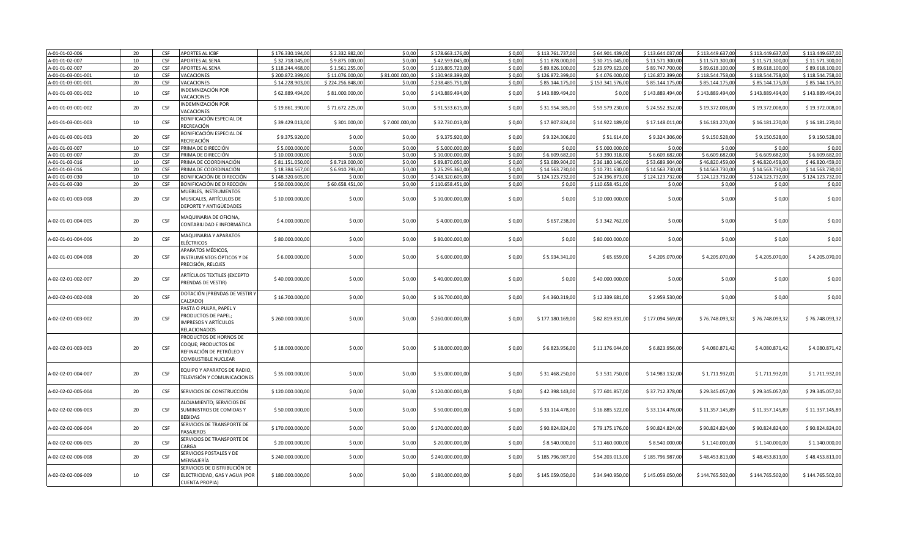| | | | | | | | | | | | | | |
|---|---|---|---|---|---|---|---|---|---|---|---|---|---|
| A-01-01-02-006 | 20 | CSF | APORTES AL ICBF | $ 176.330.194,00 | $ 2.332.982,00 | $ 0,00 | $ 178.663.176,00 | $ 0,00 | $ 113.761.737,00 | $ 64.901.439,00 | $ 113.644.037,00 | $ 113.449.637,00 | $ 113.449.637,00 | $ 113.449.637,00 |
| A-01-01-02-007 | 10 | CSF | APORTES AL SENA | $ 32.718.045,00 | $ 9.875.000,00 | $ 0,00 | $ 42.593.045,00 | $ 0,00 | $ 11.878.000,00 | $ 30.715.045,00 | $ 11.571.300,00 | $ 11.571.300,00 | $ 11.571.300,00 | $ 11.571.300,00 |
| A-01-01-02-007 | 20 | CSF | APORTES AL SENA | $ 118.244.468,00 | $ 1.561.255,00 | $ 0,00 | $ 119.805.723,00 | $ 0,00 | $ 89.826.100,00 | $ 29.979.623,00 | $ 89.747.700,00 | $ 89.618.100,00 | $ 89.618.100,00 | $ 89.618.100,00 |
| A-01-01-03-001-001 | 10 | CSF | VACACIONES | $ 200.872.399,00 | $ 11.076.000,00 | $ 81.000.000,00 | $ 130.948.399,00 | $ 0,00 | $ 126.872.399,00 | $ 4.076.000,00 | $ 126.872.399,00 | $ 118.544.758,00 | $ 118.544.758,00 | $ 118.544.758,00 |
| A-01-01-03-001-001 | 20 | CSF | VACACIONES | $ 14.228.903,00 | $ 224.256.848,00 | $ 0,00 | $ 238.485.751,00 | $ 0,00 | $ 85.144.175,00 | $ 153.341.576,00 | $ 85.144.175,00 | $ 85.144.175,00 | $ 85.144.175,00 | $ 85.144.175,00 |
| A-01-01-03-001-002 | 10 | CSF | INDEMNIZACIÓN POR VACACIONES | $ 62.889.494,00 | $ 81.000.000,00 | $ 0,00 | $ 143.889.494,00 | $ 0,00 | $ 143.889.494,00 | $ 0,00 | $ 143.889.494,00 | $ 143.889.494,00 | $ 143.889.494,00 | $ 143.889.494,00 |
| A-01-01-03-001-002 | 20 | CSF | INDEMNIZACIÓN POR VACACIONES | $ 19.861.390,00 | $ 71.672.225,00 | $ 0,00 | $ 91.533.615,00 | $ 0,00 | $ 31.954.385,00 | $ 59.579.230,00 | $ 24.552.352,00 | $ 19.372.008,00 | $ 19.372.008,00 | $ 19.372.008,00 |
| A-01-01-03-001-003 | 10 | CSF | BONIFICACIÓN ESPECIAL DE RECREACIÓN | $ 39.429.013,00 | $ 301.000,00 | $ 7.000.000,00 | $ 32.730.013,00 | $ 0,00 | $ 17.807.824,00 | $ 14.922.189,00 | $ 17.148.011,00 | $ 16.181.270,00 | $ 16.181.270,00 | $ 16.181.270,00 |
| A-01-01-03-001-003 | 20 | CSF | BONIFICACIÓN ESPECIAL DE RECREACIÓN | $ 9.375.920,00 | $ 0,00 | $ 0,00 | $ 9.375.920,00 | $ 0,00 | $ 9.324.306,00 | $ 51.614,00 | $ 9.324.306,00 | $ 9.150.528,00 | $ 9.150.528,00 | $ 9.150.528,00 |
| A-01-01-03-007 | 10 | CSF | PRIMA DE DIRECCIÓN | $ 5.000.000,00 | $ 0,00 | $ 0,00 | $ 5.000.000,00 | $ 0,00 | $ 0,00 | $ 5.000.000,00 | $ 0,00 | $ 0,00 | $ 0,00 | $ 0,00 |
| A-01-01-03-007 | 20 | CSF | PRIMA DE DIRECCIÓN | $ 10.000.000,00 | $ 0,00 | $ 0,00 | $ 10.000.000,00 | $ 0,00 | $ 6.609.682,00 | $ 3.390.318,00 | $ 6.609.682,00 | $ 6.609.682,00 | $ 6.609.682,00 | $ 6.609.682,00 |
| A-01-01-03-016 | 10 | CSF | PRIMA DE COORDINACIÓN | $ 81.151.050,00 | $ 8.719.000,00 | $ 0,00 | $ 89.870.050,00 | $ 0,00 | $ 53.689.904,00 | $ 36.180.146,00 | $ 53.689.904,00 | $ 46.820.459,00 | $ 46.820.459,00 | $ 46.820.459,00 |
| A-01-01-03-016 | 20 | CSF | PRIMA DE COORDINACIÓN | $ 18.384.567,00 | $ 6.910.793,00 | $ 0,00 | $ 25.295.360,00 | $ 0,00 | $ 14.563.730,00 | $ 10.731.630,00 | $ 14.563.730,00 | $ 14.563.730,00 | $ 14.563.730,00 | $ 14.563.730,00 |
| A-01-01-03-030 | 10 | CSF | BONIFICACIÓN DE DIRECCIÓN | $ 148.320.605,00 | $ 0,00 | $ 0,00 | $ 148.320.605,00 | $ 0,00 | $ 124.123.732,00 | $ 24.196.873,00 | $ 124.123.732,00 | $ 124.123.732,00 | $ 124.123.732,00 | $ 124.123.732,00 |
| A-01-01-03-030 | 20 | CSF | BONIFICACIÓN DE DIRECCIÓN | $ 50.000.000,00 | $ 60.658.451,00 | $ 0,00 | $ 110.658.451,00 | $ 0,00 | $ 0,00 | $ 110.658.451,00 | $ 0,00 | $ 0,00 | $ 0,00 | $ 0,00 |
| A-02-01-01-003-008 | 20 | CSF | MUEBLES, INSTRUMENTOS MUSICALES, ARTÍCULOS DE DEPORTE Y ANTIGÜEDADES | $ 10.000.000,00 | $ 0,00 | $ 0,00 | $ 10.000.000,00 | $ 0,00 | $ 0,00 | $ 10.000.000,00 | $ 0,00 | $ 0,00 | $ 0,00 | $ 0,00 |
| A-02-01-01-004-005 | 20 | CSF | MAQUINARIA DE OFICINA, CONTABILIDAD E INFORMÁTICA | $ 4.000.000,00 | $ 0,00 | $ 0,00 | $ 4.000.000,00 | $ 0,00 | $ 657.238,00 | $ 3.342.762,00 | $ 0,00 | $ 0,00 | $ 0,00 | $ 0,00 |
| A-02-01-01-004-006 | 20 | CSF | MAQUINARIA Y APARATOS ELÉCTRICOS | $ 80.000.000,00 | $ 0,00 | $ 0,00 | $ 80.000.000,00 | $ 0,00 | $ 0,00 | $ 80.000.000,00 | $ 0,00 | $ 0,00 | $ 0,00 | $ 0,00 |
| A-02-01-01-004-008 | 20 | CSF | APARATOS MÉDICOS, INSTRUMENTOS ÓPTICOS Y DE PRECISIÓN, RELOJES | $ 6.000.000,00 | $ 0,00 | $ 0,00 | $ 6.000.000,00 | $ 0,00 | $ 5.934.341,00 | $ 65.659,00 | $ 4.205.070,00 | $ 4.205.070,00 | $ 4.205.070,00 | $ 4.205.070,00 |
| A-02-02-01-002-007 | 20 | CSF | ARTÍCULOS TEXTILES (EXCEPTO PRENDAS DE VESTIR) | $ 40.000.000,00 | $ 0,00 | $ 0,00 | $ 40.000.000,00 | $ 0,00 | $ 0,00 | $ 40.000.000,00 | $ 0,00 | $ 0,00 | $ 0,00 | $ 0,00 |
| A-02-02-01-002-008 | 20 | CSF | DOTACIÓN (PRENDAS DE VESTIR Y CALZADO) | $ 16.700.000,00 | $ 0,00 | $ 0,00 | $ 16.700.000,00 | $ 0,00 | $ 4.360.319,00 | $ 12.339.681,00 | $ 2.959.530,00 | $ 0,00 | $ 0,00 | $ 0,00 |
| A-02-02-01-003-002 | 20 | CSF | PASTA O PULPA, PAPEL Y PRODUCTOS DE PAPEL; IMPRESOS Y ARTÍCULOS RELACIONADOS | $ 260.000.000,00 | $ 0,00 | $ 0,00 | $ 260.000.000,00 | $ 0,00 | $ 177.180.169,00 | $ 82.819.831,00 | $ 177.094.569,00 | $ 76.748.093,32 | $ 76.748.093,32 | $ 76.748.093,32 |
| A-02-02-01-003-003 | 20 | CSF | PRODUCTOS DE HORNOS DE COQUE; PRODUCTOS DE REFINACIÓN DE PETRÓLEO Y COMBUSTIBLE NUCLEAR | $ 18.000.000,00 | $ 0,00 | $ 0,00 | $ 18.000.000,00 | $ 0,00 | $ 6.823.956,00 | $ 11.176.044,00 | $ 6.823.956,00 | $ 4.080.871,42 | $ 4.080.871,42 | $ 4.080.871,42 |
| A-02-02-01-004-007 | 20 | CSF | EQUIPO Y APARATOS DE RADIO, TELEVISIÓN Y COMUNICACIONES | $ 35.000.000,00 | $ 0,00 | $ 0,00 | $ 35.000.000,00 | $ 0,00 | $ 31.468.250,00 | $ 3.531.750,00 | $ 14.983.132,00 | $ 1.711.932,01 | $ 1.711.932,01 | $ 1.711.932,01 |
| A-02-02-02-005-004 | 20 | CSF | SERVICIOS DE CONSTRUCCIÓN | $ 120.000.000,00 | $ 0,00 | $ 0,00 | $ 120.000.000,00 | $ 0,00 | $ 42.398.143,00 | $ 77.601.857,00 | $ 37.712.378,00 | $ 29.345.057,00 | $ 29.345.057,00 | $ 29.345.057,00 |
| A-02-02-02-006-003 | 20 | CSF | ALOJAMIENTO; SERVICIOS DE SUMINISTROS DE COMIDAS Y BEBIDAS | $ 50.000.000,00 | $ 0,00 | $ 0,00 | $ 50.000.000,00 | $ 0,00 | $ 33.114.478,00 | $ 16.885.522,00 | $ 33.114.478,00 | $ 11.357.145,89 | $ 11.357.145,89 | $ 11.357.145,89 |
| A-02-02-02-006-004 | 20 | CSF | SERVICIOS DE TRANSPORTE DE PASAJEROS | $ 170.000.000,00 | $ 0,00 | $ 0,00 | $ 170.000.000,00 | $ 0,00 | $ 90.824.824,00 | $ 79.175.176,00 | $ 90.824.824,00 | $ 90.824.824,00 | $ 90.824.824,00 | $ 90.824.824,00 |
| A-02-02-02-006-005 | 20 | CSF | SERVICIOS DE TRANSPORTE DE CARGA | $ 20.000.000,00 | $ 0,00 | $ 0,00 | $ 20.000.000,00 | $ 0,00 | $ 8.540.000,00 | $ 11.460.000,00 | $ 8.540.000,00 | $ 1.140.000,00 | $ 1.140.000,00 | $ 1.140.000,00 |
| A-02-02-02-006-008 | 20 | CSF | SERVICIOS POSTALES Y DE MENSAJERÍA | $ 240.000.000,00 | $ 0,00 | $ 0,00 | $ 240.000.000,00 | $ 0,00 | $ 185.796.987,00 | $ 54.203.013,00 | $ 185.796.987,00 | $ 48.453.813,00 | $ 48.453.813,00 | $ 48.453.813,00 |
| A-02-02-02-006-009 | 10 | CSF | SERVICIOS DE DISTRIBUCIÓN DE ELECTRICIDAD, GAS Y AGUA (POR CUENTA PROPIA) | $ 180.000.000,00 | $ 0,00 | $ 0,00 | $ 180.000.000,00 | $ 0,00 | $ 145.059.050,00 | $ 34.940.950,00 | $ 145.059.050,00 | $ 144.765.502,00 | $ 144.765.502,00 | $ 144.765.502,00 |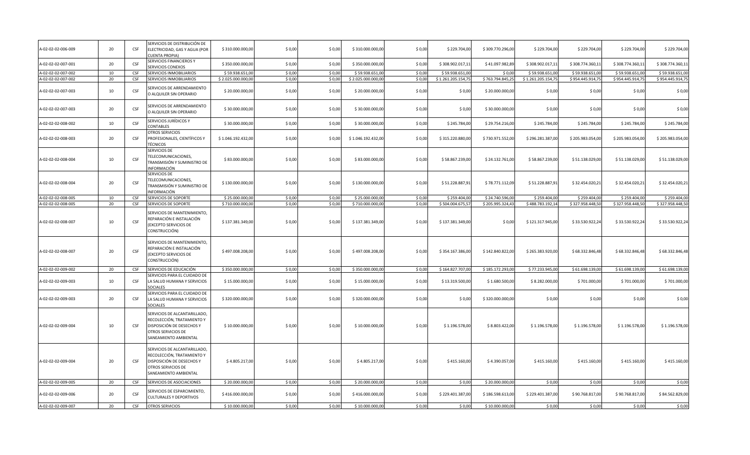| | | | | | | | | | | | | | |
|---|---|---|---|---|---|---|---|---|---|---|---|---|---|
| A-02-02-02-006-009 | 20 | CSF | SERVICIOS DE DISTRIBUCIÓN DE ELECTRICIDAD, GAS Y AGUA (POR CUENTA PROPIA) | $ 310.000.000,00 | $ 0,00 | $ 0,00 | $ 310.000.000,00 | $ 0,00 | $ 229.704,00 | $ 309.770.296,00 | $ 229.704,00 | $ 229.704,00 | $ 229.704,00 | $ 229.704,00 |
| A-02-02-02-007-001 | 20 | CSF | SERVICIOS FINANCIEROS Y SERVICIOS CONEXOS | $ 350.000.000,00 | $ 0,00 | $ 0,00 | $ 350.000.000,00 | $ 0,00 | $ 308.902.017,11 | $ 41.097.982,89 | $ 308.902.017,11 | $ 308.774.360,11 | $ 308.774.360,11 | $ 308.774.360,11 |
| A-02-02-02-007-002 | 10 | CSF | SERVICIOS INMOBILIARIOS | $ 59.938.651,00 | $ 0,00 | $ 0,00 | $ 59.938.651,00 | $ 0,00 | $ 59.938.651,00 | $ 0,00 | $ 59.938.651,00 | $ 59.938.651,00 | $ 59.938.651,00 | $ 59.938.651,00 |
| A-02-02-02-007-002 | 20 | CSF | SERVICIOS INMOBILIARIOS | $ 2.025.000.000,00 | $ 0,00 | $ 0,00 | $ 2.025.000.000,00 | $ 0,00 | $ 1.261.205.154,75 | $ 763.794.845,25 | $ 1.261.205.154,75 | $ 954.445.914,75 | $ 954.445.914,75 | $ 954.445.914,75 |
| A-02-02-02-007-003 | 10 | CSF | SERVICIOS DE ARRENDAMIENTO O ALQUILER SIN OPERARIO | $ 20.000.000,00 | $ 0,00 | $ 0,00 | $ 20.000.000,00 | $ 0,00 | $ 0,00 | $ 20.000.000,00 | $ 0,00 | $ 0,00 | $ 0,00 | $ 0,00 |
| A-02-02-02-007-003 | 20 | CSF | SERVICIOS DE ARRENDAMIENTO O ALQUILER SIN OPERARIO | $ 30.000.000,00 | $ 0,00 | $ 0,00 | $ 30.000.000,00 | $ 0,00 | $ 0,00 | $ 30.000.000,00 | $ 0,00 | $ 0,00 | $ 0,00 | $ 0,00 |
| A-02-02-02-008-002 | 10 | CSF | SERVICIOS JURÍDICOS Y CONTABLES | $ 30.000.000,00 | $ 0,00 | $ 0,00 | $ 30.000.000,00 | $ 0,00 | $ 245.784,00 | $ 29.754.216,00 | $ 245.784,00 | $ 245.784,00 | $ 245.784,00 | $ 245.784,00 |
| A-02-02-02-008-003 | 20 | CSF | OTROS SERVICIOS PROFESIONALES, CIENTÍFICOS Y TÉCNICOS | $ 1.046.192.432,00 | $ 0,00 | $ 0,00 | $ 1.046.192.432,00 | $ 0,00 | $ 315.220.880,00 | $ 730.971.552,00 | $ 296.281.387,00 | $ 205.983.054,00 | $ 205.983.054,00 | $ 205.983.054,00 |
| A-02-02-02-008-004 | 10 | CSF | SERVICIOS DE TELECOMUNICACIONES, TRANSMISIÓN Y SUMINISTRO DE INFORMACIÓN | $ 83.000.000,00 | $ 0,00 | $ 0,00 | $ 83.000.000,00 | $ 0,00 | $ 58.867.239,00 | $ 24.132.761,00 | $ 58.867.239,00 | $ 51.138.029,00 | $ 51.138.029,00 | $ 51.138.029,00 |
| A-02-02-02-008-004 | 20 | CSF | SERVICIOS DE TELECOMUNICACIONES, TRANSMISIÓN Y SUMINISTRO DE INFORMACIÓN | $ 130.000.000,00 | $ 0,00 | $ 0,00 | $ 130.000.000,00 | $ 0,00 | $ 51.228.887,91 | $ 78.771.112,09 | $ 51.228.887,91 | $ 32.454.020,21 | $ 32.454.020,21 | $ 32.454.020,21 |
| A-02-02-02-008-005 | 10 | CSF | SERVICIOS DE SOPORTE | $ 25.000.000,00 | $ 0,00 | $ 0,00 | $ 25.000.000,00 | $ 0,00 | $ 259.404,00 | $ 24.740.596,00 | $ 259.404,00 | $ 259.404,00 | $ 259.404,00 | $ 259.404,00 |
| A-02-02-02-008-005 | 20 | CSF | SERVICIOS DE SOPORTE | $ 710.000.000,00 | $ 0,00 | $ 0,00 | $ 710.000.000,00 | $ 0,00 | $ 504.004.675,57 | $ 205.995.324,43 | $ 488.783.192,14 | $ 327.958.448,50 | $ 327.958.448,50 | $ 327.958.448,50 |
| A-02-02-02-008-007 | 10 | CSF | SERVICIOS DE MANTENIMIENTO, REPARACIÓN E INSTALACIÓN (EXCEPTO SERVICIOS DE CONSTRUCCIÓN) | $ 137.381.349,00 | $ 0,00 | $ 0,00 | $ 137.381.349,00 | $ 0,00 | $ 137.381.349,00 | $ 0,00 | $ 121.317.945,00 | $ 33.530.922,24 | $ 33.530.922,24 | $ 33.530.922,24 |
| A-02-02-02-008-007 | 20 | CSF | SERVICIOS DE MANTENIMIENTO, REPARACIÓN E INSTALACIÓN (EXCEPTO SERVICIOS DE CONSTRUCCIÓN) | $ 497.008.208,00 | $ 0,00 | $ 0,00 | $ 497.008.208,00 | $ 0,00 | $ 354.167.386,00 | $ 142.840.822,00 | $ 265.383.920,00 | $ 68.332.846,48 | $ 68.332.846,48 | $ 68.332.846,48 |
| A-02-02-02-009-002 | 20 | CSF | SERVICIOS DE EDUCACIÓN | $ 350.000.000,00 | $ 0,00 | $ 0,00 | $ 350.000.000,00 | $ 0,00 | $ 164.827.707,00 | $ 185.172.293,00 | $ 77.233.945,00 | $ 61.698.139,00 | $ 61.698.139,00 | $ 61.698.139,00 |
| A-02-02-02-009-003 | 10 | CSF | SERVICIOS PARA EL CUIDADO DE LA SALUD HUMANA Y SERVICIOS SOCIALES | $ 15.000.000,00 | $ 0,00 | $ 0,00 | $ 15.000.000,00 | $ 0,00 | $ 13.319.500,00 | $ 1.680.500,00 | $ 8.282.000,00 | $ 701.000,00 | $ 701.000,00 | $ 701.000,00 |
| A-02-02-02-009-003 | 20 | CSF | SERVICIOS PARA EL CUIDADO DE LA SALUD HUMANA Y SERVICIOS SOCIALES | $ 320.000.000,00 | $ 0,00 | $ 0,00 | $ 320.000.000,00 | $ 0,00 | $ 0,00 | $ 320.000.000,00 | $ 0,00 | $ 0,00 | $ 0,00 | $ 0,00 |
| A-02-02-02-009-004 | 10 | CSF | SERVICIOS DE ALCANTARILLADO, RECOLECCIÓN, TRATAMIENTO Y DISPOSICIÓN DE DESECHOS Y OTROS SERVICIOS DE SANEAMIENTO AMBIENTAL | $ 10.000.000,00 | $ 0,00 | $ 0,00 | $ 10.000.000,00 | $ 0,00 | $ 1.196.578,00 | $ 8.803.422,00 | $ 1.196.578,00 | $ 1.196.578,00 | $ 1.196.578,00 | $ 1.196.578,00 |
| A-02-02-02-009-004 | 20 | CSF | SERVICIOS DE ALCANTARILLADO, RECOLECCIÓN, TRATAMIENTO Y DISPOSICIÓN DE DESECHOS Y OTROS SERVICIOS DE SANEAMIENTO AMBIENTAL | $ 4.805.217,00 | $ 0,00 | $ 0,00 | $ 4.805.217,00 | $ 0,00 | $ 415.160,00 | $ 4.390.057,00 | $ 415.160,00 | $ 415.160,00 | $ 415.160,00 | $ 415.160,00 |
| A-02-02-02-009-005 | 20 | CSF | SERVICIOS DE ASOCIACIONES | $ 20.000.000,00 | $ 0,00 | $ 0,00 | $ 20.000.000,00 | $ 0,00 | $ 0,00 | $ 20.000.000,00 | $ 0,00 | $ 0,00 | $ 0,00 | $ 0,00 |
| A-02-02-02-009-006 | 20 | CSF | SERVICIOS DE ESPARCIMIENTO, CULTURALES Y DEPORTIVOS | $ 416.000.000,00 | $ 0,00 | $ 0,00 | $ 416.000.000,00 | $ 0,00 | $ 229.401.387,00 | $ 186.598.613,00 | $ 229.401.387,00 | $ 90.768.817,00 | $ 90.768.817,00 | $ 84.562.829,00 |
| A-02-02-02-009-007 | 20 | CSF | OTROS SERVICIOS | $ 10.000.000,00 | $ 0,00 | $ 0,00 | $ 10.000.000,00 | $ 0,00 | $ 0,00 | $ 10.000.000,00 | $ 0,00 | $ 0,00 | $ 0,00 | $ 0,00 |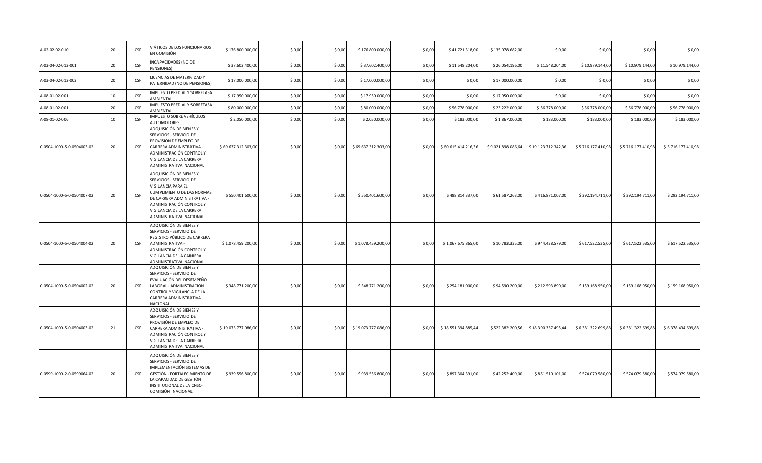| | | | | | | | | | | | | | | |
|---|---|---|---|---|---|---|---|---|---|---|---|---|---|---|
| A-02-02-010 | 20 | CSF | VIÁTICOS DE LOS FUNCIONARIOS EN COMISIÓN | $ 176.800.000,00 | $ 0,00 | $ 0,00 | $ 176.800.000,00 | $ 0,00 | $ 41.721.318,00 | $ 135.078.682,00 | $ 0,00 | $ 0,00 | $ 0,00 | $ 0,00 |
| A-03-04-02-012-001 | 20 | CSF | INCAPACIDADES (NO DE PENSIONES) | $ 37.602.400,00 | $ 0,00 | $ 0,00 | $ 37.602.400,00 | $ 0,00 | $ 11.548.204,00 | $ 26.054.196,00 | $ 11.548.204,00 | $ 10.979.144,00 | $ 10.979.144,00 | $ 10.979.144,00 |
| A-03-04-02-012-002 | 20 | CSF | LICENCIAS DE MATERNIDAD Y PATERNIDAD (NO DE PENSIONES) | $ 17.000.000,00 | $ 0,00 | $ 0,00 | $ 17.000.000,00 | $ 0,00 | $ 0,00 | $ 17.000.000,00 | $ 0,00 | $ 0,00 | $ 0,00 | $ 0,00 |
| A-08-01-02-001 | 10 | CSF | IMPUESTO PREDIAL Y SOBRETASA AMBIENTAL | $ 17.950.000,00 | $ 0,00 | $ 0,00 | $ 17.950.000,00 | $ 0,00 | $ 0,00 | $ 17.950.000,00 | $ 0,00 | $ 0,00 | $ 0,00 | $ 0,00 |
| A-08-01-02-001 | 20 | CSF | IMPUESTO PREDIAL Y SOBRETASA AMBIENTAL | $ 80.000.000,00 | $ 0,00 | $ 0,00 | $ 80.000.000,00 | $ 0,00 | $ 56.778.000,00 | $ 23.222.000,00 | $ 56.778.000,00 | $ 56.778.000,00 | $ 56.778.000,00 | $ 56.778.000,00 |
| A-08-01-02-006 | 10 | CSF | IMPUESTO SOBRE VEHÍCULOS AUTOMOTORES | $ 2.050.000,00 | $ 0,00 | $ 0,00 | $ 2.050.000,00 | $ 0,00 | $ 183.000,00 | $ 1.867.000,00 | $ 183.000,00 | $ 183.000,00 | $ 183.000,00 | $ 183.000,00 |
| C-0504-1000-5-0-0504003-02 | 20 | CSF | ADQUISICIÓN DE BIENES Y SERVICIOS - SERVICIO DE PROVISIÓN DE EMPLEO DE CARRERA ADMINISTRATIVA - ADMINISTRACIÓN CONTROL Y VIGILANCIA DE LA CARRERA ADMINISTRATIVA NACIONAL | $ 69.637.312.303,00 | $ 0,00 | $ 0,00 | $ 69.637.312.303,00 | $ 0,00 | $ 60.615.414.216,36 | $ 9.021.898.086,64 | $ 19.123.712.342,36 | $ 5.716.177.410,98 | $ 5.716.177.410,98 | $ 5.716.177.410,98 |
| C-0504-1000-5-0-0504007-02 | 20 | CSF | ADQUISICIÓN DE BIENES Y SERVICIOS - SERVICIO DE VIGILANCIA PARA EL CUMPLIMIENTO DE LAS NORMAS DE CARRERA ADMINISTRATIVA - ADMINISTRACIÓN CONTROL Y VIGILANCIA DE LA CARRERA ADMINISTRATIVA NACIONAL | $ 550.401.600,00 | $ 0,00 | $ 0,00 | $ 550.401.600,00 | $ 0,00 | $ 488.814.337,00 | $ 61.587.263,00 | $ 416.871.007,00 | $ 292.194.711,00 | $ 292.194.711,00 | $ 292.194.711,00 |
| C-0504-1000-5-0-0504004-02 | 20 | CSF | ADQUISICIÓN DE BIENES Y SERVICIOS - SERVICIO DE REGISTRO PÚBLICO DE CARRERA ADMINISTRATIVA - ADMINISTRACIÓN CONTROL Y VIGILANCIA DE LA CARRERA ADMINISTRATIVA NACIONAL | $ 1.078.459.200,00 | $ 0,00 | $ 0,00 | $ 1.078.459.200,00 | $ 0,00 | $ 1.067.675.865,00 | $ 10.783.335,00 | $ 944.438.579,00 | $ 617.522.535,00 | $ 617.522.535,00 | $ 617.522.535,00 |
| C-0504-1000-5-0-0504002-02 | 20 | CSF | ADQUISICIÓN DE BIENES Y SERVICIOS - SERVICIO DE EVALUACIÓN DEL DESEMPEÑO LABORAL - ADMINISTRACIÓN CONTROL Y VIGILANCIA DE LA CARRERA ADMINISTRATIVA NACIONAL | $ 348.771.200,00 | $ 0,00 | $ 0,00 | $ 348.771.200,00 | $ 0,00 | $ 254.181.000,00 | $ 94.590.200,00 | $ 212.593.890,00 | $ 159.168.950,00 | $ 159.168.950,00 | $ 159.168.950,00 |
| C-0504-1000-5-0-0504003-02 | 21 | CSF | ADQUISICIÓN DE BIENES Y SERVICIOS - SERVICIO DE PROVISIÓN DE EMPLEO DE CARRERA ADMINISTRATIVA - ADMINISTRACIÓN CONTROL Y VIGILANCIA DE LA CARRERA ADMINISTRATIVA NACIONAL | $ 19.073.777.086,00 | $ 0,00 | $ 0,00 | $ 19.073.777.086,00 | $ 0,00 | $ 18.551.394.885,44 | $ 522.382.200,56 | $ 18.390.357.495,44 | $ 6.381.322.699,88 | $ 6.381.322.699,88 | $ 6.378.434.699,88 |
| C-0599-1000-2-0-0599064-02 | 20 | CSF | ADQUISICIÓN DE BIENES Y SERVICIOS - SERVICIO DE IMPLEMENTACIÓN SISTEMAS DE GESTIÓN - FORTALECIMIENTO DE LA CAPACIDAD DE GESTIÓN INSTITUCIONAL DE LA CNSC-COMISIÓN NACIONAL | $ 939.556.800,00 | $ 0,00 | $ 0,00 | $ 939.556.800,00 | $ 0,00 | $ 897.304.391,00 | $ 42.252.409,00 | $ 851.510.101,00 | $ 574.079.580,00 | $ 574.079.580,00 | $ 574.079.580,00 |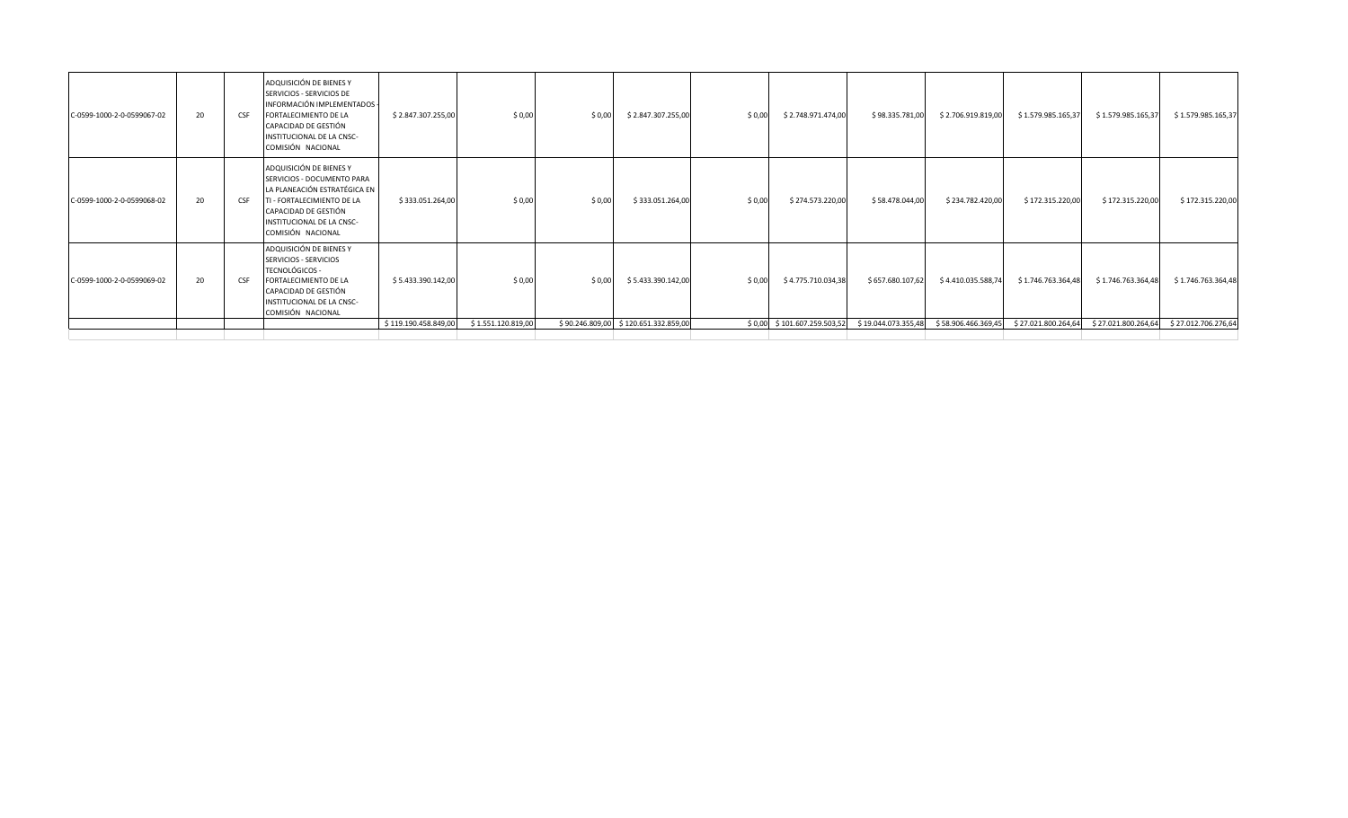| | | | | | | | | | | | | | | |
|---|---|---|---|---|---|---|---|---|---|---|---|---|---|---|
| C-0599-1000-2-0-0599067-02 | 20 | CSF | ADQUISICIÓN DE BIENES Y SERVICIOS - SERVICIOS DE INFORMACIÓN IMPLEMENTADOS - FORTALECIMIENTO DE LA CAPACIDAD DE GESTIÓN INSTITUCIONAL DE LA CNSC- COMISIÓN NACIONAL | $ 2.847.307.255,00 | $ 0,00 | $ 0,00 | $ 2.847.307.255,00 | $ 0,00 | $ 2.748.971.474,00 | $ 98.335.781,00 | $ 2.706.919.819,00 | $ 1.579.985.165,37 | $ 1.579.985.165,37 | $ 1.579.985.165,37 |
| C-0599-1000-2-0-0599068-02 | 20 | CSF | ADQUISICIÓN DE BIENES Y SERVICIOS - DOCUMENTO PARA LA PLANEACIÓN ESTRATÉGICA EN TI - FORTALECIMIENTO DE LA CAPACIDAD DE GESTIÓN INSTITUCIONAL DE LA CNSC- COMISIÓN NACIONAL | $ 333.051.264,00 | $ 0,00 | $ 0,00 | $ 333.051.264,00 | $ 0,00 | $ 274.573.220,00 | $ 58.478.044,00 | $ 234.782.420,00 | $ 172.315.220,00 | $ 172.315.220,00 | $ 172.315.220,00 |
| C-0599-1000-2-0-0599069-02 | 20 | CSF | ADQUISICIÓN DE BIENES Y SERVICIOS - SERVICIOS TECNOLÓGICOS - FORTALECIMIENTO DE LA CAPACIDAD DE GESTIÓN INSTITUCIONAL DE LA CNSC- COMISIÓN NACIONAL | $ 5.433.390.142,00 | $ 0,00 | $ 0,00 | $ 5.433.390.142,00 | $ 0,00 | $ 4.775.710.034,38 | $ 657.680.107,62 | $ 4.410.035.588,74 | $ 1.746.763.364,48 | $ 1.746.763.364,48 | $ 1.746.763.364,48 |
| | | | | $ 119.190.458.849,00 | $ 1.551.120.819,00 | $ 90.246.809,00 | $ 120.651.332.859,00 | $ 0,00 | $ 101.607.259.503,52 | $ 19.044.073.355,48 | $ 58.906.466.369,45 | $ 27.021.800.264,64 | $ 27.021.800.264,64 | $ 27.012.706.276,64 |